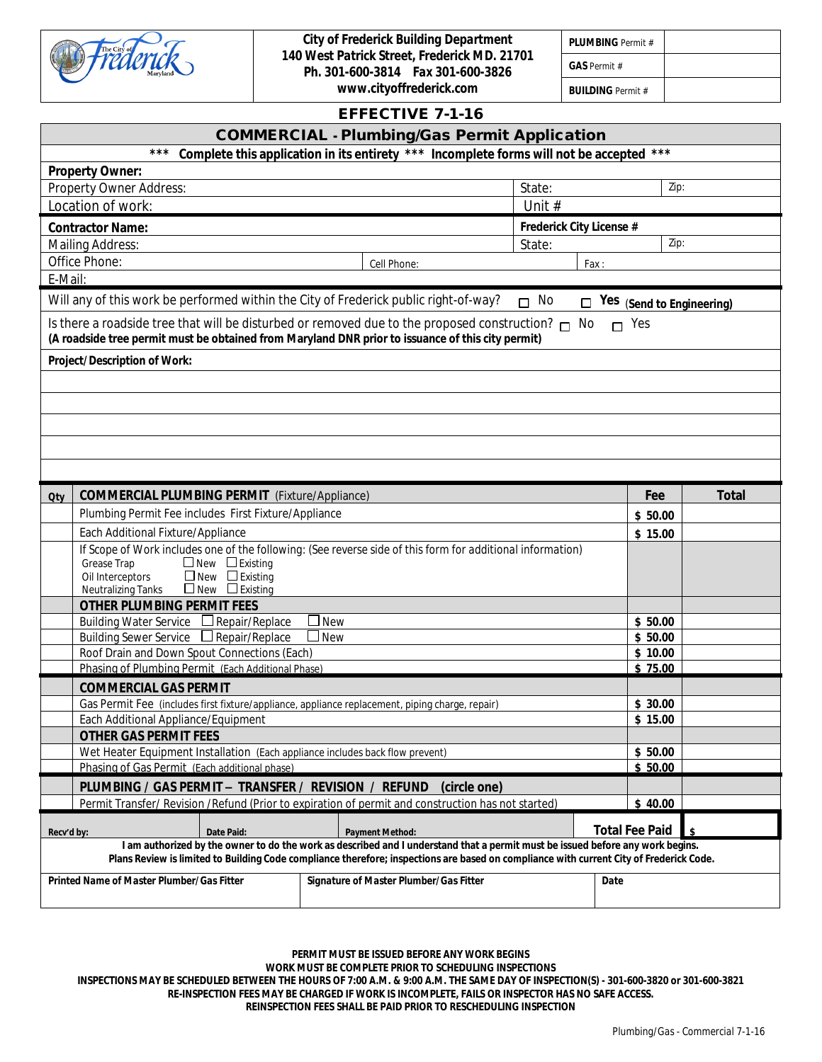City of Frederick Building Department
140 West Patrick Street, Frederick MD. 21701
Ph. 301-600-3814 Fax 301-600-3826
www.cityoffrederick.com

| | |
|---|---|
| **PLUMBING** Permit # | |
| **GAS** Permit # | |
| **BUILDING** Permit # | |

## EFFECTIVE 7-1-16

## COMMERCIAL - Plumbing/Gas Permit Application

*** **Complete this application in its entirety** *** **Incomplete forms will not be accepted** ***

**Property Owner:**

Property Owner Address: State: Zip:

Location of work: Unit #

**Contractor Name:** **Frederick City License #**

Mailing Address: State: Zip:

Office Phone: Cell Phone: Fax:

E-Mail:

Will any of this work be performed within the City of Frederick public right-of-way? ☐ No ☐ **Yes** (**Send to Engineering**)

Is there a roadside tree that will be disturbed or removed due to the proposed construction? ☐ No ☐ Yes
**(A roadside tree permit must be obtained from Maryland DNR prior to issuance of this city permit)**

**Project/Description of Work:**

| Qty | COMMERCIAL PLUMBING PERMIT (Fixture/Appliance) | Fee | Total |
|---|---|---|---|
| | Plumbing Permit Fee includes First Fixture/Appliance | $ 50.00 | |
| | Each Additional Fixture/Appliance | $ 15.00 | |
| | If Scope of Work includes one of the following: (See reverse side of this form for additional information)<br>Grease Trap ☐ New ☐ Existing<br>Oil Interceptors ☐ New ☐ Existing<br>Neutralizing Tanks ☐ New ☐ Existing | | |
| | **OTHER PLUMBING PERMIT FEES** | | |
| | Building Water Service ☐ Repair/Replace ☐ New | $ 50.00 | |
| | Building Sewer Service ☐ Repair/Replace ☐ New | $ 50.00 | |
| | Roof Drain and Down Spout Connections (Each) | $ 10.00 | |
| | Phasing of Plumbing Permit (Each Additional Phase) | $ 75.00 | |
| | **COMMERCIAL GAS PERMIT** | | |
| | Gas Permit Fee (includes first fixture/appliance, appliance replacement, piping charge, repair) | $ 30.00 | |
| | Each Additional Appliance/Equipment | $ 15.00 | |
| | **OTHER GAS PERMIT FEES** | | |
| | Wet Heater Equipment Installation (Each appliance includes back flow prevent) | $ 50.00 | |
| | Phasing of Gas Permit (Each additional phase) | $ 50.00 | |
| | **PLUMBING / GAS PERMIT – TRANSFER / REVISION / REFUND (circle one)** | | |
| | Permit Transfer/ Revision /Refund (Prior to expiration of permit and construction has not started) | $ 40.00 | |

**Recv'd by:** **Date Paid:** **Payment Method:** **Total Fee Paid** $

**I am authorized by the owner to do the work as described and I understand that a permit must be issued before any work begins.**
**Plans Review is limited to Building Code compliance therefore; inspections are based on compliance with current City of Frederick Code.**

| Printed Name of Master Plumber/Gas Fitter | Signature of Master Plumber/Gas Fitter | Date |
|---|---|---|
| | | |

**PERMIT MUST BE ISSUED BEFORE ANY WORK BEGINS**
**WORK MUST BE COMPLETE PRIOR TO SCHEDULING INSPECTIONS**
**INSPECTIONS MAY BE SCHEDULED BETWEEN THE HOURS OF 7:00 A.M. & 9:00 A.M. THE SAME DAY OF INSPECTION(S) - 301-600-3820 or 301-600-3821**
**RE-INSPECTION FEES MAY BE CHARGED IF WORK IS INCOMPLETE, FAILS OR INSPECTOR HAS NO SAFE ACCESS.**
**REINSPECTION FEES SHALL BE PAID PRIOR TO RESCHEDULING INSPECTION**

Plumbing/Gas - Commercial 7-1-16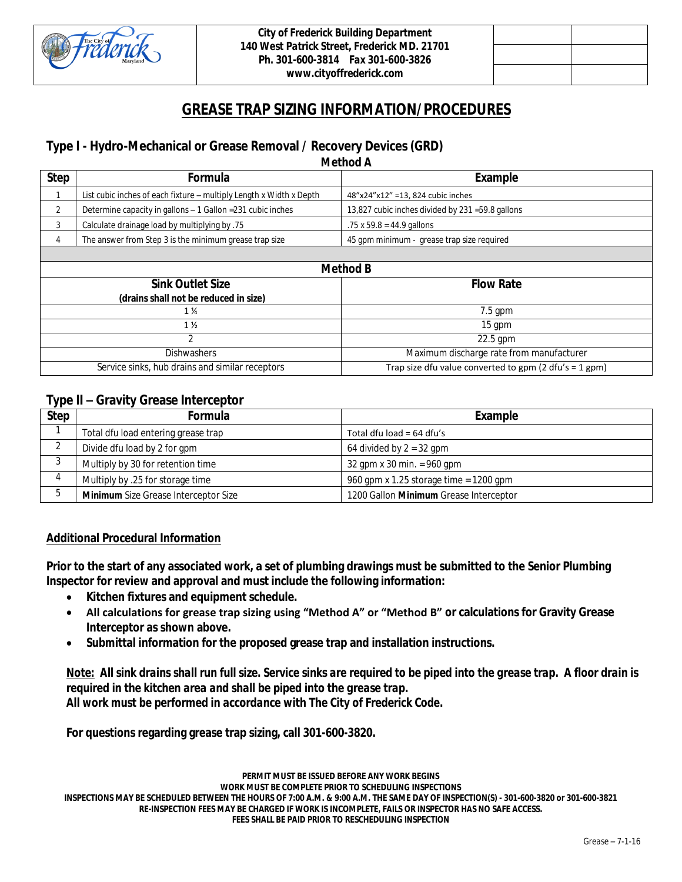City of Frederick Building Department
140 West Patrick Street, Frederick MD. 21701
Ph. 301-600-3814 Fax 301-600-3826
www.cityoffrederick.com

# GREASE TRAP SIZING INFORMATION/PROCEDURES

## Type I - Hydro-Mechanical or Grease Removal / Recovery Devices (GRD)

**Method A**

| Step | Formula | Example |
|---|---|---|
| 1 | List cubic inches of each fixture – multiply Length x Width x Depth | 48"x24"x12" =13, 824 cubic inches |
| 2 | Determine capacity in gallons – 1 Gallon =231 cubic inches | 13,827 cubic inches divided by 231 =59.8 gallons |
| 3 | Calculate drainage load by multiplying by .75 | .75 x 59.8 = 44.9 gallons |
| 4 | The answer from Step 3 is the minimum grease trap size | 45 gpm minimum - grease trap size required |

**Method B**

| Sink Outlet Size (drains shall not be reduced in size) | Flow Rate |
|---|---|
| 1 ¼ | 7.5 gpm |
| 1 ½ | 15 gpm |
| 2 | 22.5 gpm |
| Dishwashers | Maximum discharge rate from manufacturer |
| Service sinks, hub drains and similar receptors | Trap size dfu value converted to gpm (2 dfu's = 1 gpm) |

## Type II – Gravity Grease Interceptor

| Step | Formula | Example |
|---|---|---|
| 1 | Total dfu load entering grease trap | Total dfu load = 64 dfu's |
| 2 | Divide dfu load by 2 for gpm | 64 divided by 2 = 32 gpm |
| 3 | Multiply by 30 for retention time | 32 gpm x 30 min. = 960 gpm |
| 4 | Multiply by .25 for storage time | 960 gpm x 1.25 storage time = 1200 gpm |
| 5 | **Minimum** Size Grease Interceptor Size | 1200 Gallon **Minimum** Grease Interceptor |

**Additional Procedural Information**

**Prior to the start of any associated work, a set of plumbing drawings must be submitted to the Senior Plumbing Inspector for review and approval and must include the following information:**

- **Kitchen fixtures and equipment schedule.**
- **All calculations for grease trap sizing using "Method A" or "Method B" or calculations for Gravity Grease Interceptor as shown above.**
- **Submittal information for the proposed grease trap and installation instructions.**

***Note:* All sink drains shall run full size. Service sinks are required to be piped into the grease trap. A floor drain is required in the kitchen area and shall be piped into the grease trap.**
**All work must be performed in accordance with The City of Frederick Code.**

**For questions regarding grease trap sizing, call 301-600-3820.**

**PERMIT MUST BE ISSUED BEFORE ANY WORK BEGINS**
**WORK MUST BE COMPLETE PRIOR TO SCHEDULING INSPECTIONS**
**INSPECTIONS MAY BE SCHEDULED BETWEEN THE HOURS OF 7:00 A.M. & 9:00 A.M. THE SAME DAY OF INSPECTION(S) - 301-600-3820 or 301-600-3821**
**RE-INSPECTION FEES MAY BE CHARGED IF WORK IS INCOMPLETE, FAILS OR INSPECTOR HAS NO SAFE ACCESS.**
**FEES SHALL BE PAID PRIOR TO RESCHEDULING INSPECTION**

Grease – 7-1-16